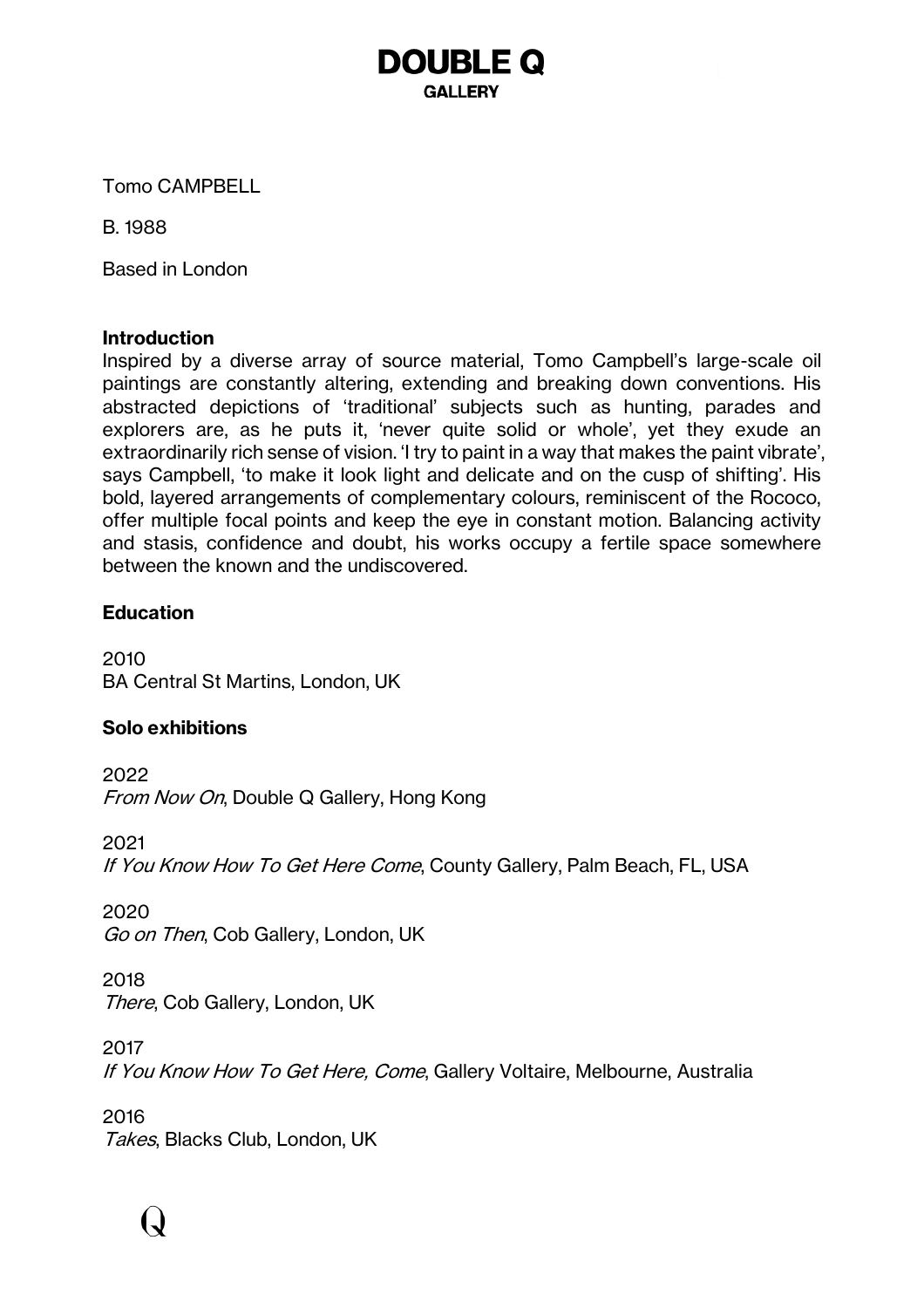# DOUBLE Q
GALLERY

Tomo CAMPBELL

B. 1988

Based in London

**Introduction**

Inspired by a diverse array of source material, Tomo Campbell's large-scale oil paintings are constantly altering, extending and breaking down conventions. His abstracted depictions of 'traditional' subjects such as hunting, parades and explorers are, as he puts it, 'never quite solid or whole', yet they exude an extraordinarily rich sense of vision. 'I try to paint in a way that makes the paint vibrate', says Campbell, 'to make it look light and delicate and on the cusp of shifting'. His bold, layered arrangements of complementary colours, reminiscent of the Rococo, offer multiple focal points and keep the eye in constant motion. Balancing activity and stasis, confidence and doubt, his works occupy a fertile space somewhere between the known and the undiscovered.

**Education**

2010
BA Central St Martins, London, UK

**Solo exhibitions**

2022
*From Now On*, Double Q Gallery, Hong Kong

2021
*If You Know How To Get Here Come*, County Gallery, Palm Beach, FL, USA

2020
*Go on Then*, Cob Gallery, London, UK

2018
*There*, Cob Gallery, London, UK

2017
*If You Know How To Get Here, Come*, Gallery Voltaire, Melbourne, Australia

2016
*Takes*, Blacks Club, London, UK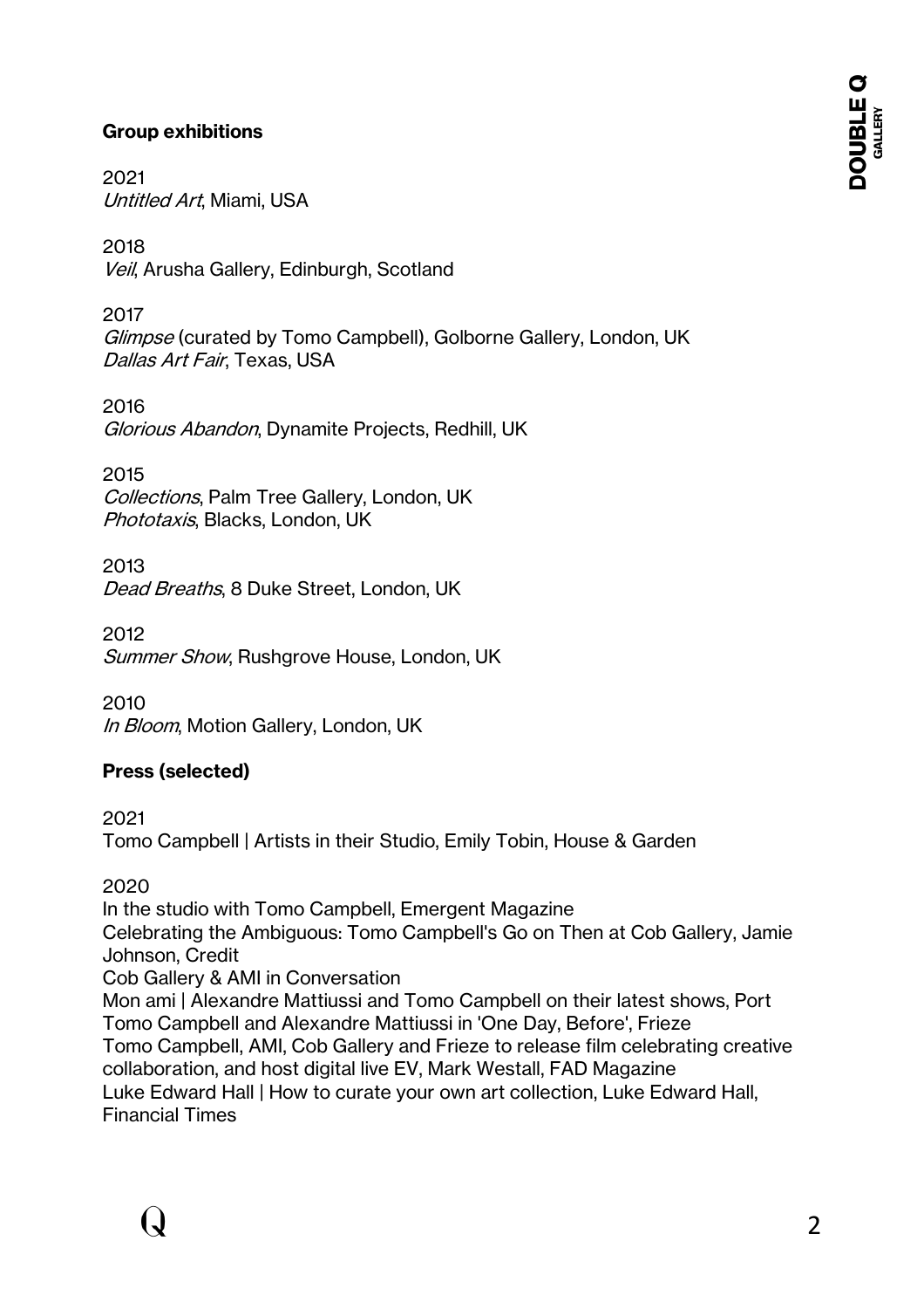## Group exhibitions

2021
*Untitled Art*, Miami, USA

2018
*Veil*, Arusha Gallery, Edinburgh, Scotland

2017
*Glimpse* (curated by Tomo Campbell), Golborne Gallery, London, UK
*Dallas Art Fair*, Texas, USA

2016
*Glorious Abandon*, Dynamite Projects, Redhill, UK

2015
*Collections*, Palm Tree Gallery, London, UK
*Phototaxis*, Blacks, London, UK

2013
*Dead Breaths*, 8 Duke Street, London, UK

2012
*Summer Show*, Rushgrove House, London, UK

2010
*In Bloom*, Motion Gallery, London, UK

## Press (selected)

2021
Tomo Campbell | Artists in their Studio, Emily Tobin, House & Garden

2020
In the studio with Tomo Campbell, Emergent Magazine
Celebrating the Ambiguous: Tomo Campbell's Go on Then at Cob Gallery, Jamie Johnson, Credit
Cob Gallery & AMI in Conversation
Mon ami | Alexandre Mattiussi and Tomo Campbell on their latest shows, Port
Tomo Campbell and Alexandre Mattiussi in 'One Day, Before', Frieze
Tomo Campbell, AMI, Cob Gallery and Frieze to release film celebrating creative collaboration, and host digital live EV, Mark Westall, FAD Magazine
Luke Edward Hall | How to curate your own art collection, Luke Edward Hall, Financial Times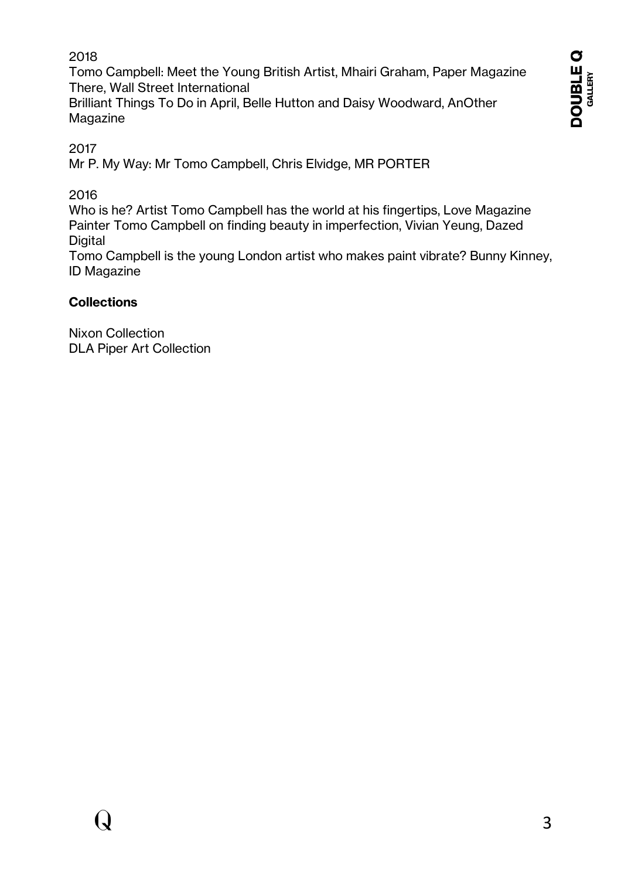2018

Tomo Campbell: Meet the Young British Artist, Mhairi Graham, Paper Magazine
There, Wall Street International
Brilliant Things To Do in April, Belle Hutton and Daisy Woodward, AnOther Magazine

2017

Mr P. My Way: Mr Tomo Campbell, Chris Elvidge, MR PORTER

2016

Who is he? Artist Tomo Campbell has the world at his fingertips, Love Magazine
Painter Tomo Campbell on finding beauty in imperfection, Vivian Yeung, Dazed Digital
Tomo Campbell is the young London artist who makes paint vibrate? Bunny Kinney, ID Magazine

**Collections**

Nixon Collection
DLA Piper Art Collection